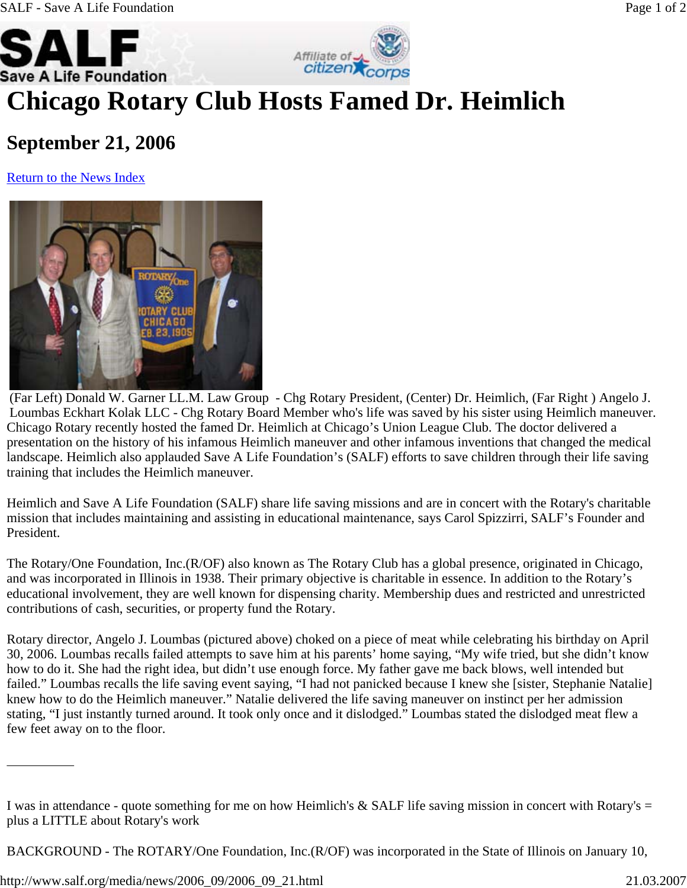# Chicago Rotary Club Hosts Famed Dr. Heimlich

## September 21, 2006

Return to the News Index

(Far Left) Donald W. Garner LL.M. Law Group - Chg Rotary President, (Center) Dr. Heimlich, (Far Right ) Angelo J. Loumbas Eckhart Kolak LLC - Chg Rotary Board Member who's life was saved by his sister using Heimlich maneuver.

Chicago Rotary recently hosted the famed Dr. Heimlich at Chicago's Union League Club. The doctor delivered a presentation on the history of his infamous Heimlich maneuver and other infamous inventions that changed the medical landscape. Heimlich also applauded Save A Life Foundation's (SALF) efforts to save children through their life saving training that includes the Heimlich maneuver.

Heimlich and Save A Life Foundation (SALF) share life saving missions and are in concert with the Rotary's charitable mission that includes maintaining and assisting in educational maintenance, says Carol Spizzirri, SALF's Founder and President.

The Rotary/One Foundation, Inc.(R/OF) also known as The Rotary Club has a global presence, originated in Chicago, and was incorporated in Illinois in 1938. Their primary objective is charitable in essence. In addition to the Rotary's educational involvement, they are well known for dispensing charity. Membership dues and restricted and unrestricted contributions of cash, securities, or property fund the Rotary.

Rotary director, Angelo J. Loumbas (pictured above) choked on a piece of meat while celebrating his birthday on April 30, 2006. Loumbas recalls failed attempts to save him at his parents' home saying, "My wife tried, but she didn't know how to do it. She had the right idea, but didn't use enough force. My father gave me back blows, well intended but failed." Loumbas recalls the life saving event saying, "I had not panicked because I knew she [sister, Stephanie Natalie] knew how to do the Heimlich maneuver." Natalie delivered the life saving maneuver on instinct per her admission stating, "I just instantly turned around. It took only once and it dislodged." Loumbas stated the dislodged meat flew a few feet away on to the floor.

__________

I was in attendance - quote something for me on how Heimlich's & SALF life saving mission in concert with Rotary's = plus a LITTLE about Rotary's work

BACKGROUND - The ROTARY/One Foundation, Inc.(R/OF) was incorporated in the State of Illinois on January 10,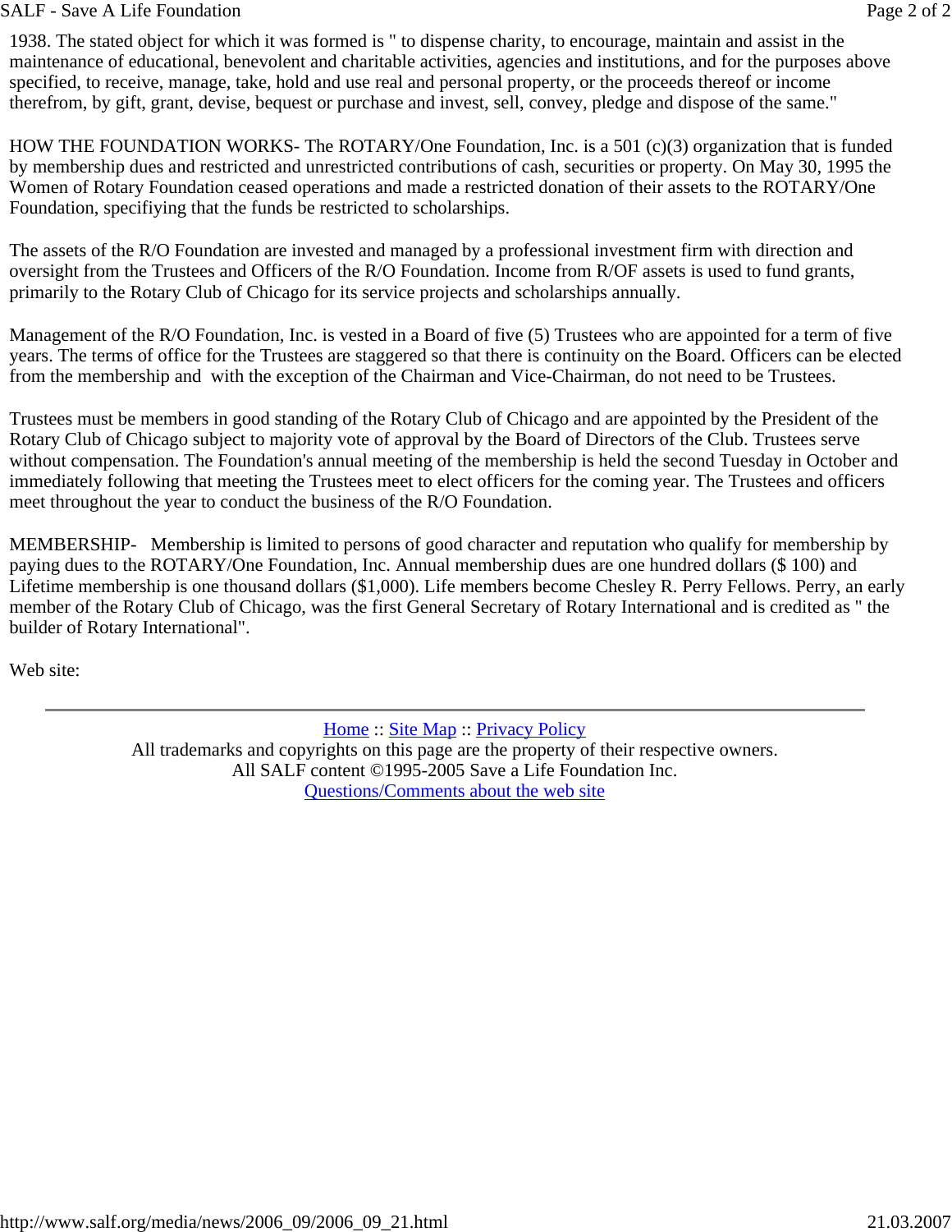1938. The stated object for which it was formed is " to dispense charity, to encourage, maintain and assist in the maintenance of educational, benevolent and charitable activities, agencies and institutions, and for the purposes above specified, to receive, manage, take, hold and use real and personal property, or the proceeds thereof or income therefrom, by gift, grant, devise, bequest or purchase and invest, sell, convey, pledge and dispose of the same."

HOW THE FOUNDATION WORKS- The ROTARY/One Foundation, Inc. is a 501 (c)(3) organization that is funded by membership dues and restricted and unrestricted contributions of cash, securities or property. On May 30, 1995 the Women of Rotary Foundation ceased operations and made a restricted donation of their assets to the ROTARY/One Foundation, specifiying that the funds be restricted to scholarships.

The assets of the R/O Foundation are invested and managed by a professional investment firm with direction and oversight from the Trustees and Officers of the R/O Foundation. Income from R/OF assets is used to fund grants, primarily to the Rotary Club of Chicago for its service projects and scholarships annually.

Management of the R/O Foundation, Inc. is vested in a Board of five (5) Trustees who are appointed for a term of five years. The terms of office for the Trustees are staggered so that there is continuity on the Board. Officers can be elected from the membership and with the exception of the Chairman and Vice-Chairman, do not need to be Trustees.

Trustees must be members in good standing of the Rotary Club of Chicago and are appointed by the President of the Rotary Club of Chicago subject to majority vote of approval by the Board of Directors of the Club. Trustees serve without compensation. The Foundation's annual meeting of the membership is held the second Tuesday in October and immediately following that meeting the Trustees meet to elect officers for the coming year. The Trustees and officers meet throughout the year to conduct the business of the R/O Foundation.

MEMBERSHIP- Membership is limited to persons of good character and reputation who qualify for membership by paying dues to the ROTARY/One Foundation, Inc. Annual membership dues are one hundred dollars ($ 100) and Lifetime membership is one thousand dollars ($1,000). Life members become Chesley R. Perry Fellows. Perry, an early member of the Rotary Club of Chicago, was the first General Secretary of Rotary International and is credited as " the builder of Rotary International".

Web site:

---

Home :: Site Map :: Privacy Policy

All trademarks and copyrights on this page are the property of their respective owners.

All SALF content ©1995-2005 Save a Life Foundation Inc.

Questions/Comments about the web site